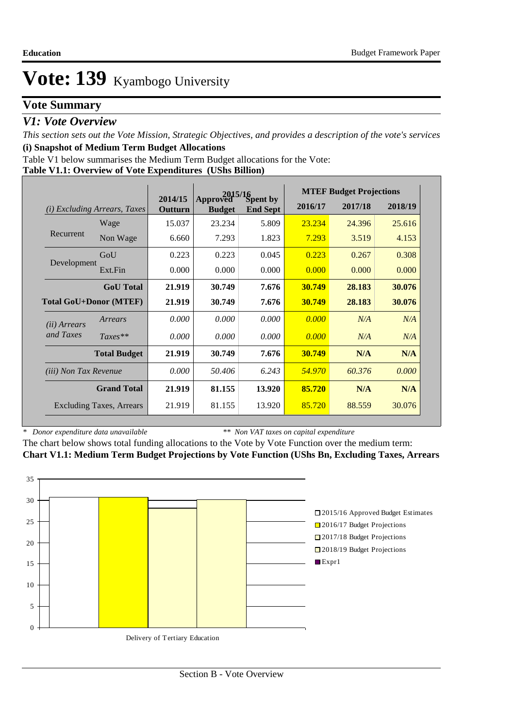# Vote: 139 Kyambogo University

## Vote Summary

### *V1: Vote Overview*

*This section sets out the Vote Mission, Strategic Objectives, and provides a description of the vote's services*

**(i) Snapshot of Medium Term Budget Allocations**

Table V1 below summarises the Medium Term Budget allocations for the Vote:

**Table V1.1: Overview of Vote Expenditures (UShs Billion)**

| *(i) Excluding Arrears, Taxes* | | 2014/15 Outturn | 2015/16 Approved Budget | 2015/16 Spent by End Sept | MTEF Budget Projections 2016/17 | 2017/18 | 2018/19 |
|---|---|---|---|---|---|---|---|
| Recurrent | Wage | 15.037 | 23.234 | 5.809 | 23.234 | 24.396 | 25.616 |
| | Non Wage | 6.660 | 7.293 | 1.823 | 7.293 | 3.519 | 4.153 |
| Development | GoU | 0.223 | 0.223 | 0.045 | 0.223 | 0.267 | 0.308 |
| | Ext.Fin | 0.000 | 0.000 | 0.000 | 0.000 | 0.000 | 0.000 |
| | **GoU Total** | **21.919** | **30.749** | **7.676** | **30.749** | **28.183** | **30.076** |
| **Total GoU+Donor (MTEF)** | | **21.919** | **30.749** | **7.676** | **30.749** | **28.183** | **30.076** |
| *(ii) Arrears and Taxes* | *Arrears* | *0.000* | *0.000* | *0.000* | *0.000* | *N/A* | *N/A* |
| | *Taxes\*\** | *0.000* | *0.000* | *0.000* | *0.000* | *N/A* | *N/A* |
| | **Total Budget** | **21.919** | **30.749** | **7.676** | **30.749** | **N/A** | **N/A** |
| *(iii) Non Tax Revenue* | | *0.000* | *50.406* | *6.243* | *54.970* | *60.376* | *0.000* |
| | **Grand Total** | **21.919** | **81.155** | **13.920** | **85.720** | **N/A** | **N/A** |
| Excluding Taxes, Arrears | | 21.919 | 81.155 | 13.920 | 85.720 | 88.559 | 30.076 |

\* *Donor expenditure data unavailable* \*\* *Non VAT taxes on capital expenditure*

The chart below shows total funding allocations to the Vote by Vote Function over the medium term:

**Chart V1.1: Medium Term Budget Projections by Vote Function (UShs Bn, Excluding Taxes, Arrears**

| Vote Function | 2015/16 Approved Budget Estimates | 2016/17 Budget Projections | 2017/18 Budget Projections | 2018/19 Budget Projections |
|---|---|---|---|---|
| Delivery of Tertiary Education | ~30.7 | ~30.7 | ~28.2 | ~30.1 |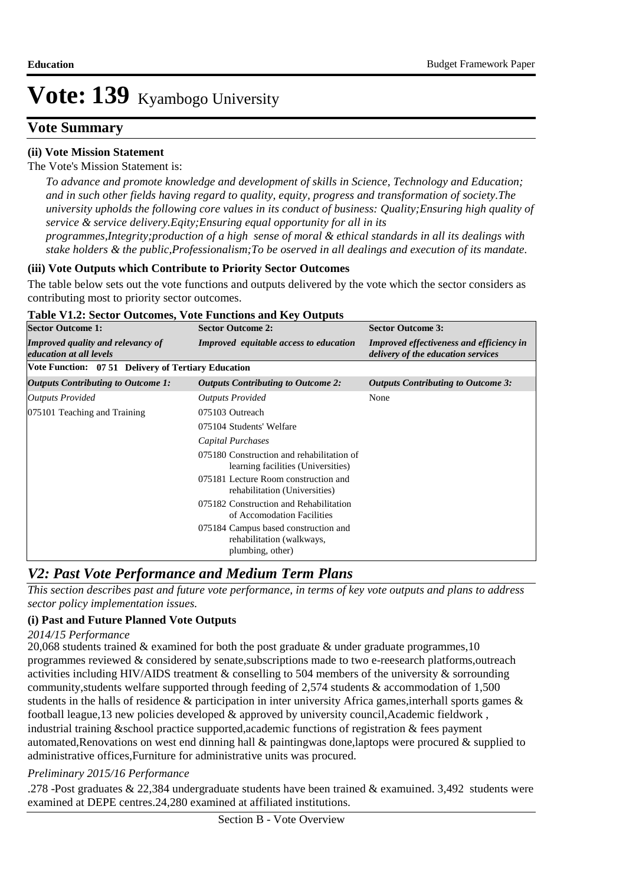# Vote: 139 Kyambogo University

## Vote Summary

**(ii) Vote Mission Statement**

The Vote's Mission Statement is:

*To advance and promote knowledge and development of skills in Science, Technology and Education; and in such other fields having regard to quality, equity, progress and transformation of society.The university upholds the following core values in its conduct of business: Quality;Ensuring high quality of service & service delivery.Eqity;Ensuring equal opportunity for all in its programmes,Integrity;production of a high sense of moral & ethical standards in all its dealings with stake holders & the public,Professionalism;To be oserved in all dealings and execution of its mandate.*

**(iii) Vote Outputs which Contribute to Priority Sector Outcomes**

The table below sets out the vote functions and outputs delivered by the vote which the sector considers as contributing most to priority sector outcomes.

**Table V1.2: Sector Outcomes, Vote Functions and Key Outputs**

| **Sector Outcome 1:** | **Sector Outcome 2:** | **Sector Outcome 3:** |
|---|---|---|
| ***Improved quality and relevancy of education at all levels*** | ***Improved equitable access to education*** | ***Improved effectiveness and efficiency in delivery of the education services*** |
| **Vote Function: 07 51 Delivery of Tertiary Education** | | |
| ***Outputs Contributing to Outcome 1:*** | ***Outputs Contributing to Outcome 2:*** | ***Outputs Contributing to Outcome 3:*** |
| *Outputs Provided* | *Outputs Provided* | None |
| 075101 Teaching and Training | 075103 Outreach | |
| | 075104 Students' Welfare | |
| | *Capital Purchases* | |
| | 075180 Construction and rehabilitation of learning facilities (Universities) | |
| | 075181 Lecture Room construction and rehabilitation (Universities) | |
| | 075182 Construction and Rehabilitation of Accomodation Facilities | |
| | 075184 Campus based construction and rehabilitation (walkways, plumbing, other) | |

## *V2: Past Vote Performance and Medium Term Plans*

*This section describes past and future vote performance, in terms of key vote outputs and plans to address sector policy implementation issues.*

**(i) Past and Future Planned Vote Outputs**

*2014/15 Performance*

20,068 students trained & examined for both the post graduate & under graduate programmes,10 programmes reviewed & considered by senate,subscriptions made to two e-reesearch platforms,outreach activities including HIV/AIDS treatment & conselling to 504 members of the university & sorrounding community,students welfare supported through feeding of 2,574 students & accommodation of 1,500 students in the halls of residence & participation in inter university Africa games,interhall sports games & football league,13 new policies developed & approved by university council,Academic fieldwork , industrial training &school practice supported,academic functions of registration & fees payment automated,Renovations on west end dinning hall & paintingwas done,laptops were procured & supplied to administrative offices,Furniture for administrative units was procured.

*Preliminary 2015/16 Performance*

.278 -Post graduates & 22,384 undergraduate students have been trained & examuined. 3,492 students were examined at DEPE centres.24,280 examined at affiliated institutions.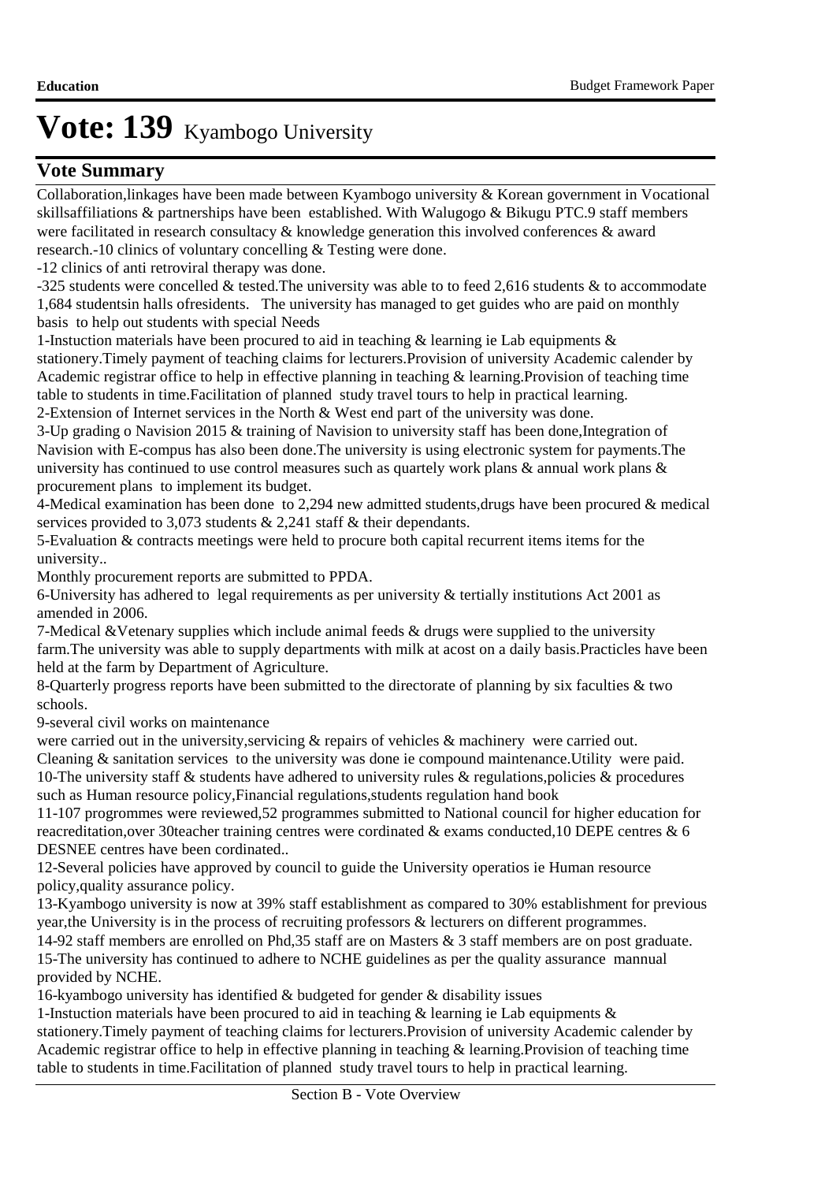# Vote: 139 Kyambogo University

## Vote Summary

Collaboration,linkages have been made between Kyambogo university & Korean government in Vocational skillsaffiliations & partnerships have been established. With Walugogo & Bikugu PTC.9 staff members were facilitated in research consultacy & knowledge generation this involved conferences & award research.-10 clinics of voluntary concelling & Testing were done.

-12 clinics of anti retroviral therapy was done.

-325 students were concelled & tested.The university was able to to feed 2,616 students & to accommodate 1,684 studentsin halls ofresidents. The university has managed to get guides who are paid on monthly basis to help out students with special Needs

1-Instuction materials have been procured to aid in teaching & learning ie Lab equipments & stationery.Timely payment of teaching claims for lecturers.Provision of university Academic calender by Academic registrar office to help in effective planning in teaching & learning.Provision of teaching time table to students in time.Facilitation of planned study travel tours to help in practical learning.

2-Extension of Internet services in the North & West end part of the university was done.

3-Up grading o Navision 2015 & training of Navision to university staff has been done,Integration of Navision with E-compus has also been done.The university is using electronic system for payments.The university has continued to use control measures such as quartely work plans & annual work plans & procurement plans to implement its budget.

4-Medical examination has been done to 2,294 new admitted students,drugs have been procured & medical services provided to 3,073 students & 2,241 staff & their dependants.

5-Evaluation & contracts meetings were held to procure both capital recurrent items items for the university..

Monthly procurement reports are submitted to PPDA.

6-University has adhered to legal requirements as per university & tertially institutions Act 2001 as amended in 2006.

7-Medical &Vetenary supplies which include animal feeds & drugs were supplied to the university farm.The university was able to supply departments with milk at acost on a daily basis.Practicles have been held at the farm by Department of Agriculture.

8-Quarterly progress reports have been submitted to the directorate of planning by six faculties & two schools.

9-several civil works on maintenance

were carried out in the university,servicing & repairs of vehicles & machinery were carried out. Cleaning & sanitation services to the university was done ie compound maintenance.Utility were paid.

10-The university staff & students have adhered to university rules & regulations,policies & procedures such as Human resource policy,Financial regulations,students regulation hand book

11-107 progrommes were reviewed,52 programmes submitted to National council for higher education for reacreditation,over 30teacher training centres were cordinated & exams conducted,10 DEPE centres & 6 DESNEE centres have been cordinated..

12-Several policies have approved by council to guide the University operatios ie Human resource policy,quality assurance policy.

13-Kyambogo university is now at 39% staff establishment as compared to 30% establishment for previous year,the University is in the process of recruiting professors & lecturers on different programmes.

14-92 staff members are enrolled on Phd,35 staff are on Masters & 3 staff members are on post graduate.

15-The university has continued to adhere to NCHE guidelines as per the quality assurance mannual provided by NCHE.

16-kyambogo university has identified & budgeted for gender & disability issues

1-Instuction materials have been procured to aid in teaching & learning ie Lab equipments & stationery.Timely payment of teaching claims for lecturers.Provision of university Academic calender by Academic registrar office to help in effective planning in teaching & learning.Provision of teaching time table to students in time.Facilitation of planned study travel tours to help in practical learning.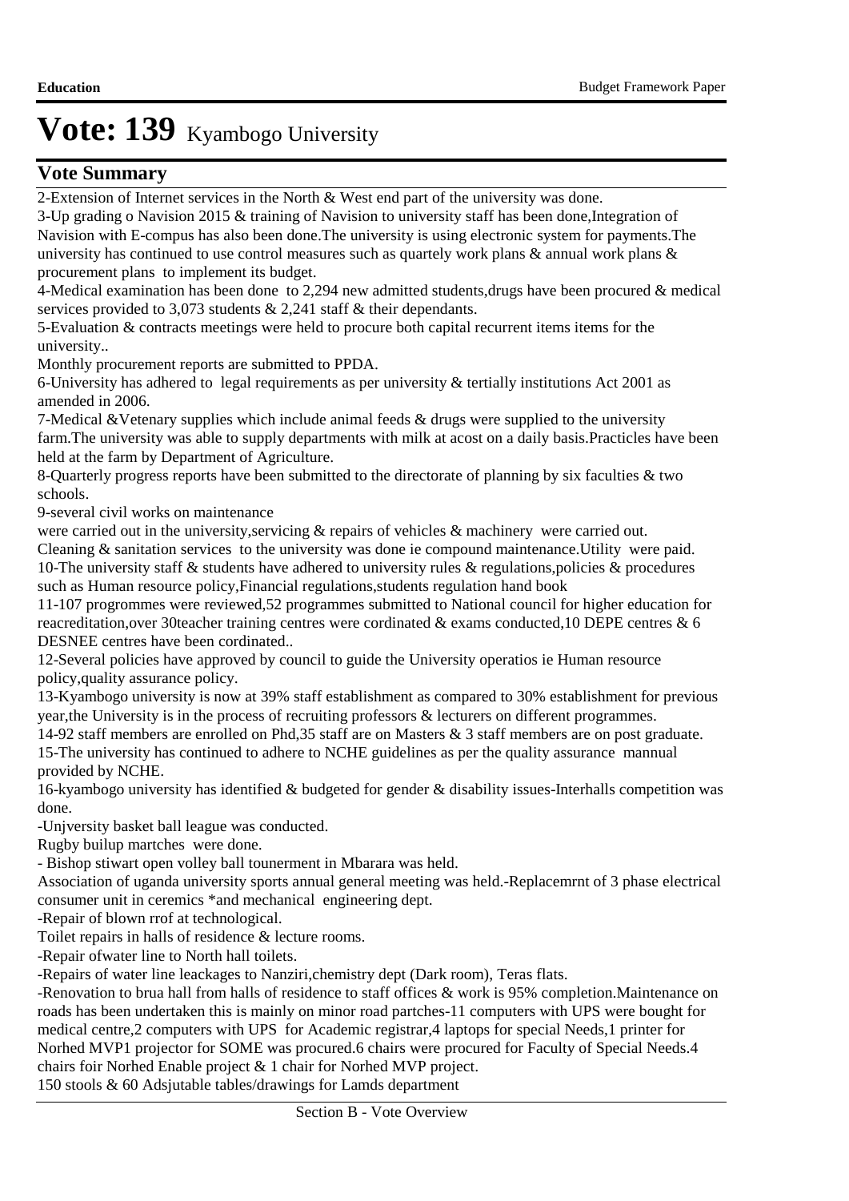# Vote: 139 Kyambogo University

## Vote Summary

2-Extension of Internet services in the North & West end part of the university was done.

3-Up grading o Navision 2015 & training of Navision to university staff has been done,Integration of Navision with E-compus has also been done.The university is using electronic system for payments.The university has continued to use control measures such as quartely work plans & annual work plans & procurement plans to implement its budget.

4-Medical examination has been done to 2,294 new admitted students,drugs have been procured & medical services provided to 3,073 students & 2,241 staff & their dependants.

5-Evaluation & contracts meetings were held to procure both capital recurrent items items for the university..

Monthly procurement reports are submitted to PPDA.

6-University has adhered to legal requirements as per university & tertially institutions Act 2001 as amended in 2006.

7-Medical &Vetenary supplies which include animal feeds & drugs were supplied to the university farm.The university was able to supply departments with milk at acost on a daily basis.Practicles have been held at the farm by Department of Agriculture.

8-Quarterly progress reports have been submitted to the directorate of planning by six faculties & two schools.

9-several civil works on maintenance

were carried out in the university,servicing & repairs of vehicles & machinery were carried out.

Cleaning & sanitation services to the university was done ie compound maintenance.Utility were paid.

10-The university staff & students have adhered to university rules & regulations,policies & procedures such as Human resource policy,Financial regulations,students regulation hand book

11-107 progrommes were reviewed,52 programmes submitted to National council for higher education for reacreditation,over 30teacher training centres were cordinated & exams conducted,10 DEPE centres & 6 DESNEE centres have been cordinated..

12-Several policies have approved by council to guide the University operatios ie Human resource policy,quality assurance policy.

13-Kyambogo university is now at 39% staff establishment as compared to 30% establishment for previous year,the University is in the process of recruiting professors & lecturers on different programmes.

14-92 staff members are enrolled on Phd,35 staff are on Masters & 3 staff members are on post graduate.

15-The university has continued to adhere to NCHE guidelines as per the quality assurance mannual provided by NCHE.

16-kyambogo university has identified & budgeted for gender & disability issues-Interhalls competition was done.

-Unjversity basket ball league was conducted.

Rugby builup martches were done.

- Bishop stiwart open volley ball tounerment in Mbarara was held.

Association of uganda university sports annual general meeting was held.-Replacemrnt of 3 phase electrical consumer unit in ceremics *and mechanical engineering dept.

-Repair of blown rrof at technological.

Toilet repairs in halls of residence & lecture rooms.

-Repair ofwater line to North hall toilets.

-Repairs of water line leackages to Nanziri,chemistry dept (Dark room), Teras flats.

-Renovation to brua hall from halls of residence to staff offices & work is 95% completion.Maintenance on roads has been undertaken this is mainly on minor road partches-11 computers with UPS were bought for medical centre,2 computers with UPS for Academic registrar,4 laptops for special Needs,1 printer for Norhed MVP1 projector for SOME was procured.6 chairs were procured for Faculty of Special Needs.4 chairs foir Norhed Enable project & 1 chair for Norhed MVP project.

150 stools & 60 Adsjutable tables/drawings for Lamds department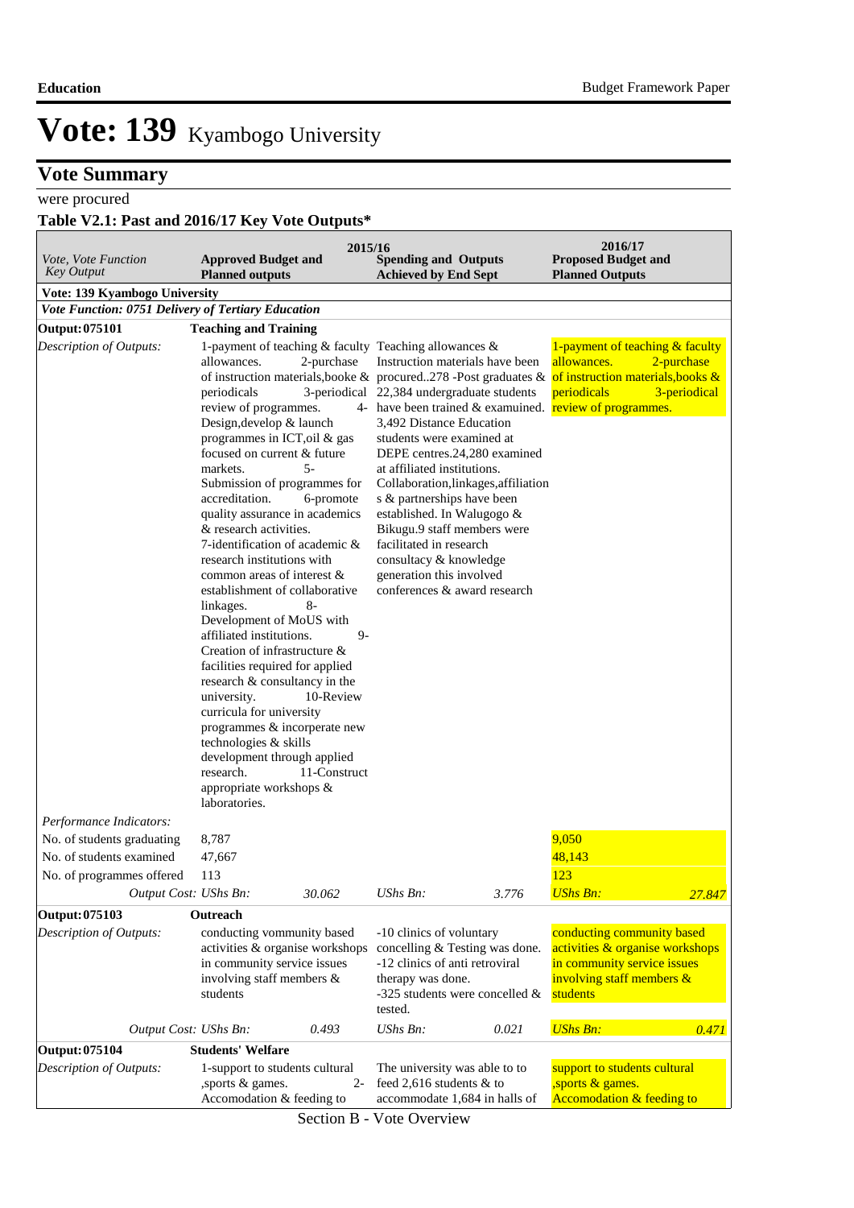# Vote: 139 Kyambogo University

## Vote Summary

were procured

### Table V2.1: Past and 2016/17 Key Vote Outputs*

| Vote, Vote Function Key Output | 2015/16 Approved Budget and Planned outputs | 2015/16 Spending and Outputs Achieved by End Sept | 2016/17 Proposed Budget and Planned Outputs |
|---|---|---|---|
| **Vote: 139 Kyambogo University** | | | |
| ***Vote Function: 0751 Delivery of Tertiary Education*** | | | |
| **Output: 075101** | **Teaching and Training** | | |
| *Description of Outputs:* | 1-payment of teaching & faculty allowances. 2-purchase of instruction materials,booke & periodicals 3-periodical review of programmes. 4-Design,develop & launch programmes in ICT,oil & gas focused on current & future markets. 5-Submission of programmes for accreditation. 6-promote quality assurance in academics & research activities. 7-identification of academic & research institutions with common areas of interest & establishment of collaborative linkages. 8-Development of MoUS with affiliated institutions. 9-Creation of infrastructure & facilities required for applied research & consultancy in the university. 10-Review curricula for university programmes & incorperate new technologies & skills development through applied research. 11-Construct appropriate workshops & laboratories. | Teaching allowances & Instruction materials have been procured..278 -Post graduates & 22,384 undergraduate students have been trained & examuined. 3,492 Distance Education students were examined at DEPE centres.24,280 examined at affiliated institutions. Collaboration,linkages,affiliations & partnerships have been established. In Walugogo & Bikugu.9 staff members were facilitated in research consultancy & knowledge generation this involved conferences & award research | 1-payment of teaching & faculty allowances. 2-purchase of instruction materials,books & periodicals 3-periodical review of programmes. |
| *Performance Indicators:* | | | |
| No. of students graduating | 8,787 | | 9,050 |
| No. of students examined | 47,667 | | 48,143 |
| No. of programmes offered | 113 | | 123 |
| *Output Cost:* | *UShs Bn:* 30.062 | *UShs Bn:* 3.776 | *UShs Bn:* 27.847 |
| **Output: 075103** | **Outreach** | | |
| *Description of Outputs:* | conducting vommunity based activities & organise workshops in community service issues involving staff members & students | -10 clinics of voluntary concelling & Testing was done. -12 clinics of anti retroviral therapy was done. -325 students were concelled & tested. | conducting community based activities & organise workshops in community service issues involving staff members & students |
| *Output Cost:* | *UShs Bn:* 0.493 | *UShs Bn:* 0.021 | *UShs Bn:* 0.471 |
| **Output: 075104** | **Students' Welfare** | | |
| *Description of Outputs:* | 1-support to students cultural ,sports & games. 2-Accomodation & feeding to | The university was able to to feed 2,616 students & to accommodate 1,684 in halls of | support to students cultural ,sports & games. Accomodation & feeding to |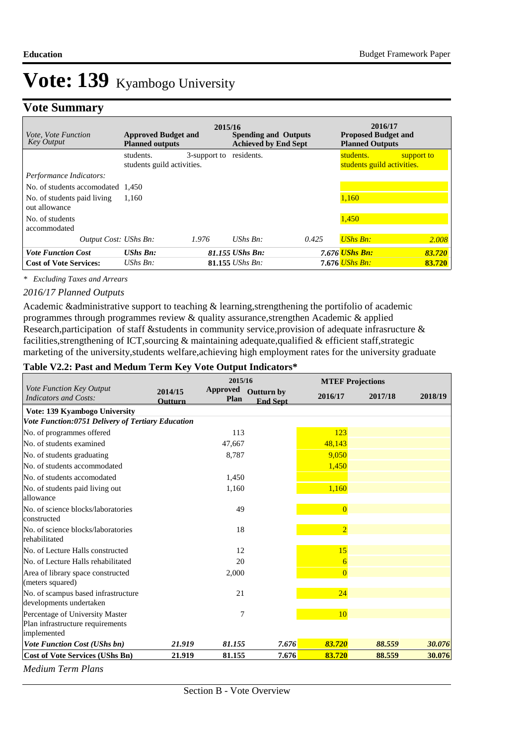# Vote: 139 Kyambogo University

## Vote Summary

| *Vote, Vote Function Key Output* | 2015/16 Approved Budget and Planned outputs | | 2015/16 Spending and Outputs Achieved by End Sept | | 2016/17 Proposed Budget and Planned Outputs | |
|---|---|---|---|---|---|---|
| | students. | 3-support to students guild activities. | residents. | | students. | support to students guild activities. |
| *Performance Indicators:* | | | | | | |
| No. of students accomodated | 1,450 | | | | | |
| No. of students paid living out allowance | 1,160 | | | | 1,160 | |
| No. of students accommodated | | | | | 1,450 | |
| *Output Cost: UShs Bn:* | | *1.976* | *UShs Bn:* | *0.425* | *UShs Bn:* | *2.008* |
| ***Vote Function Cost*** | ***UShs Bn:*** | ***81.155*** | ***UShs Bn:*** | ***7.676*** | ***UShs Bn:*** | ***83.720*** |
| **Cost of Vote Services:** | *UShs Bn:* | **81.155** | *UShs Bn:* | **7.676** | *UShs Bn:* | **83.720** |

*\* Excluding Taxes and Arrears*

*2016/17 Planned Outputs*

Academic &administrative support to teaching & learning,strengthening the portifolio of academic programmes through programmes review & quality assurance,strengthen Academic & applied Research,participation of staff &students in community service,provision of adequate infrasructure & facilities,strengthening of ICT,sourcing & maintaining adequate,qualified & efficient staff,strategic marketing of the university,students welfare,achieving high employment rates for the university graduate

**Table V2.2: Past and Medum Term Key Vote Output Indicators\***

| *Vote Function Key Output Indicators and Costs:* | 2014/15 Outturn | 2015/16 Approved Plan | 2015/16 Outturn by End Sept | MTEF Projections 2016/17 | 2017/18 | 2018/19 |
|---|---|---|---|---|---|---|
| **Vote: 139 Kyambogo University** | | | | | | |
| ***Vote Function:0751 Delivery of Tertiary Education*** | | | | | | |
| No. of programmes offered | | 113 | | 123 | | |
| No. of students examined | | 47,667 | | 48,143 | | |
| No. of students graduating | | 8,787 | | 9,050 | | |
| No. of students accommodated | | | | 1,450 | | |
| No. of students accomodated | | 1,450 | | | | |
| No. of students paid living out allowance | | 1,160 | | 1,160 | | |
| No. of science blocks/laboratories constructed | | 49 | | 0 | | |
| No. of science blocks/laboratories rehabilitated | | 18 | | 2 | | |
| No. of Lecture Halls constructed | | 12 | | 15 | | |
| No. of Lecture Halls rehabilitated | | 20 | | 6 | | |
| Area of library space constructed (meters squared) | | 2,000 | | 0 | | |
| No. of scampus based infrastructure developments undertaken | | 21 | | 24 | | |
| Percentage of University Master Plan infrastructure requirements implemented | | 7 | | 10 | | |
| ***Vote Function Cost (UShs bn)*** | ***21.919*** | ***81.155*** | ***7.676*** | ***83.720*** | ***88.559*** | ***30.076*** |
| **Cost of Vote Services (UShs Bn)** | **21.919** | **81.155** | **7.676** | **83.720** | **88.559** | **30.076** |

*Medium Term Plans*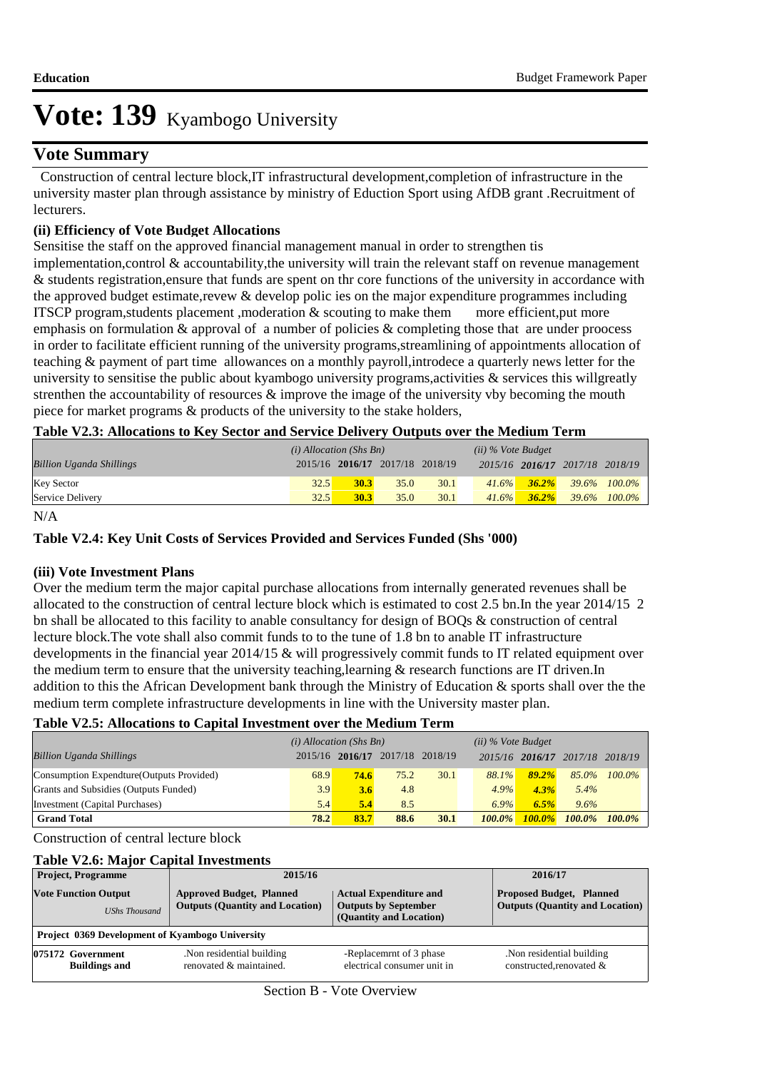# Vote: 139 Kyambogo University

## Vote Summary

Construction of central lecture block,IT infrastructural development,completion of infrastructure in the university master plan through assistance by ministry of Eduction Sport using AfDB grant .Recruitment of lecturers.

**(ii) Efficiency of Vote Budget Allocations**

Sensitise the staff on the approved financial management manual in order to strengthen tis implementation,control & accountability,the university will train the relevant staff on revenue management & students registration,ensure that funds are spent on thr core functions of the university in accordance with the approved budget estimate,revew & develop polic ies on the major expenditure programmes including ITSCP program,students placement ,moderation & scouting to make them more efficient,put more emphasis on formulation & approval of a number of policies & completing those that are under proocess in order to facilitate efficient running of the university programs,streamlining of appointments allocation of teaching & payment of part time allowances on a monthly payroll,introdece a quarterly news letter for the university to sensitise the public about kyambogo university programs,activities & services this willgreatly strenthen the accountability of resources & improve the image of the university vby becoming the mouth piece for market programs & products of the university to the stake holders,

**Table V2.3: Allocations to Key Sector and Service Delivery Outputs over the Medium Term**

| | *(i) Allocation (Shs Bn)* | | | | *(ii) % Vote Budget* | | | |
|---|---|---|---|---|---|---|---|---|
| *Billion Uganda Shillings* | 2015/16 | **2016/17** | 2017/18 | 2018/19 | *2015/16* | ***2016/17*** | *2017/18* | *2018/19* |
| Key Sector | 32.5 | **30.3** | 35.0 | 30.1 | *41.6%* | ***36.2%*** | *39.6%* | *100.0%* |
| Service Delivery | 32.5 | **30.3** | 35.0 | 30.1 | *41.6%* | ***36.2%*** | *39.6%* | *100.0%* |

N/A

**Table V2.4: Key Unit Costs of Services Provided and Services Funded (Shs '000)**

**(iii) Vote Investment Plans**

Over the medium term the major capital purchase allocations from internally generated revenues shall be allocated to the construction of central lecture block which is estimated to cost 2.5 bn.In the year 2014/15 2 bn shall be allocated to this facility to anable consultancy for design of BOQs & construction of central lecture block.The vote shall also commit funds to to the tune of 1.8 bn to anable IT infrastructure developments in the financial year 2014/15 & will progressively commit funds to IT related equipment over the medium term to ensure that the university teaching,learning & research functions are IT driven.In addition to this the African Development bank through the Ministry of Education & sports shall over the the medium term complete infrastructure developments in line with the University master plan.

**Table V2.5: Allocations to Capital Investment over the Medium Term**

| | *(i) Allocation (Shs Bn)* | | | | *(ii) % Vote Budget* | | | |
|---|---|---|---|---|---|---|---|---|
| *Billion Uganda Shillings* | 2015/16 | **2016/17** | 2017/18 | 2018/19 | *2015/16* | ***2016/17*** | *2017/18* | *2018/19* |
| Consumption Expendture(Outputs Provided) | 68.9 | **74.6** | 75.2 | 30.1 | *88.1%* | ***89.2%*** | *85.0%* | *100.0%* |
| Grants and Subsidies (Outputs Funded) | 3.9 | **3.6** | 4.8 | | *4.9%* | ***4.3%*** | *5.4%* | |
| Investment (Capital Purchases) | 5.4 | **5.4** | 8.5 | | *6.9%* | ***6.5%*** | *9.6%* | |
| **Grand Total** | **78.2** | **83.7** | **88.6** | **30.1** | ***100.0%*** | ***100.0%*** | ***100.0%*** | ***100.0%*** |

Construction of central lecture block

**Table V2.6: Major Capital Investments**

| **Project, Programme** | **2015/16** | | **2016/17** |
|---|---|---|---|
| **Vote Function Output** *UShs Thousand* | **Approved Budget, Planned Outputs (Quantity and Location)** | **Actual Expenditure and Outputs by September (Quantity and Location)** | **Proposed Budget, Planned Outputs (Quantity and Location)** |
| **Project 0369 Development of Kyambogo University** | | | |
| **075172 Government Buildings and** | .Non residential building renovated & maintained. | -Replacemrnt of 3 phase electrical consumer unit in | .Non residential building constructed,renovated & |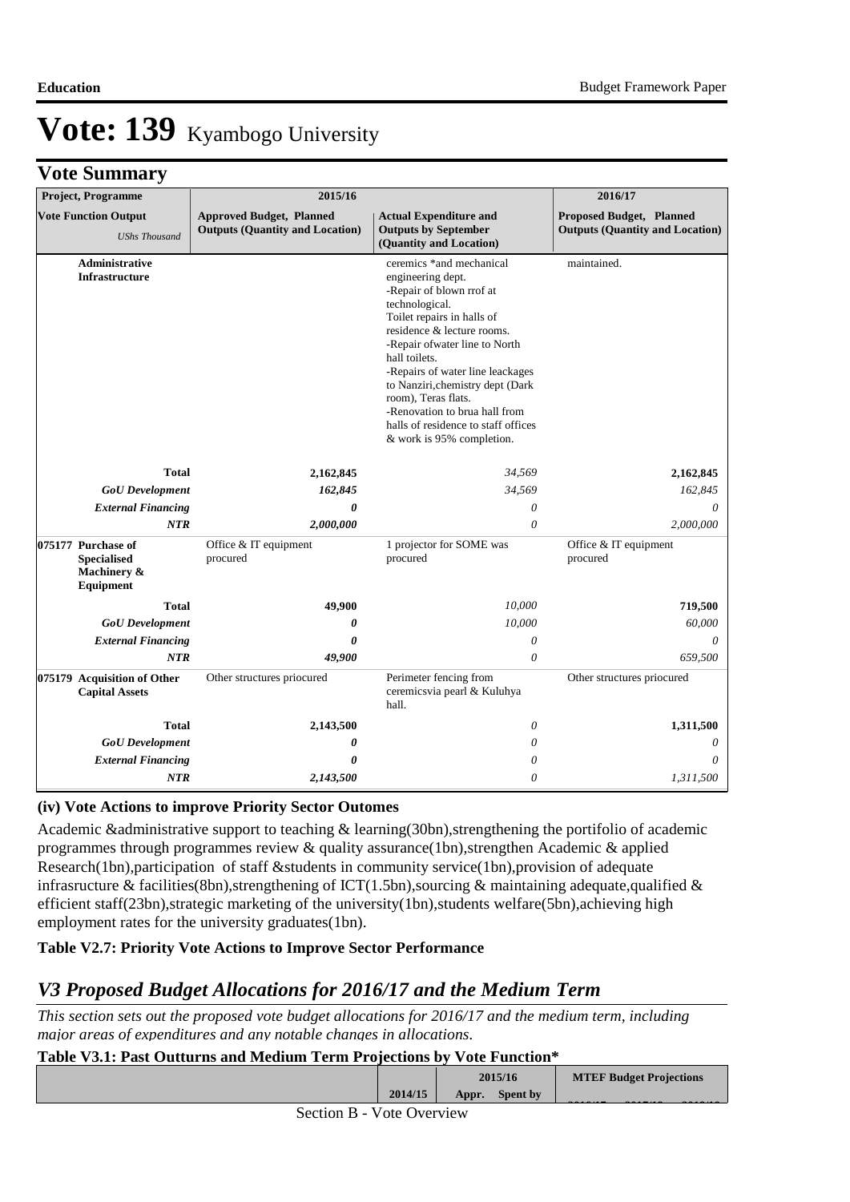# Vote: 139 Kyambogo University

## Vote Summary

| Project, Programme | 2015/16 | | 2016/17 |
|---|---|---|---|
| **Vote Function Output** *UShs Thousand* | **Approved Budget, Planned Outputs (Quantity and Location)** | **Actual Expenditure and Outputs by September (Quantity and Location)** | **Proposed Budget, Planned Outputs (Quantity and Location)** |
| **Administrative Infrastructure** | | ceremics *and mechanical engineering dept.<br>-Repair of blown rrof at technological.<br>Toilet repairs in halls of residence & lecture rooms.<br>-Repair ofwater line to North hall toilets.<br>-Repairs of water line leackages to Nanziri,chemistry dept (Dark room), Teras flats.<br>-Renovation to brua hall from halls of residence to staff offices & work is 95% completion. | maintained. |
| **Total** | **2,162,845** | *34,569* | **2,162,845** |
| ***GoU Development*** | ***162,845*** | *34,569* | *162,845* |
| ***External Financing*** | ***0*** | *0* | *0* |
| ***NTR*** | ***2,000,000*** | *0* | *2,000,000* |
| **075177 Purchase of Specialised Machinery & Equipment** | Office & IT equipment procured | 1 projector for SOME was procured | Office & IT equipment procured |
| **Total** | **49,900** | *10,000* | **719,500** |
| ***GoU Development*** | ***0*** | *10,000* | *60,000* |
| ***External Financing*** | ***0*** | *0* | *0* |
| ***NTR*** | ***49,900*** | *0* | *659,500* |
| **075179 Acquisition of Other Capital Assets** | Other structures priocured | Perimeter fencing from ceremicsvia pearl & Kuluhya hall. | Other structures priocured |
| **Total** | **2,143,500** | *0* | **1,311,500** |
| ***GoU Development*** | ***0*** | *0* | *0* |
| ***External Financing*** | ***0*** | *0* | *0* |
| ***NTR*** | ***2,143,500*** | *0* | *1,311,500* |

### (iv) Vote Actions to improve Priority Sector Outomes

Academic &administrative support to teaching & learning(30bn),strengthening the portifolio of academic programmes through programmes review & quality assurance(1bn),strengthen Academic & applied Research(1bn),participation of staff &students in community service(1bn),provision of adequate infrasructure & facilities(8bn),strengthening of ICT(1.5bn),sourcing & maintaining adequate,qualified & efficient staff(23bn),strategic marketing of the university(1bn),students welfare(5bn),achieving high employment rates for the university graduates(1bn).

**Table V2.7: Priority Vote Actions to Improve Sector Performance**

## *V3 Proposed Budget Allocations for 2016/17 and the Medium Term*

*This section sets out the proposed vote budget allocations for 2016/17 and the medium term, including major areas of expenditures and any notable changes in allocations.*

**Table V3.1: Past Outturns and Medium Term Projections by Vote Function***

| | | 2015/16 | | MTEF Budget Projections |
|---|---|---|---|---|
| | 2014/15 | Appr. | Spent by | |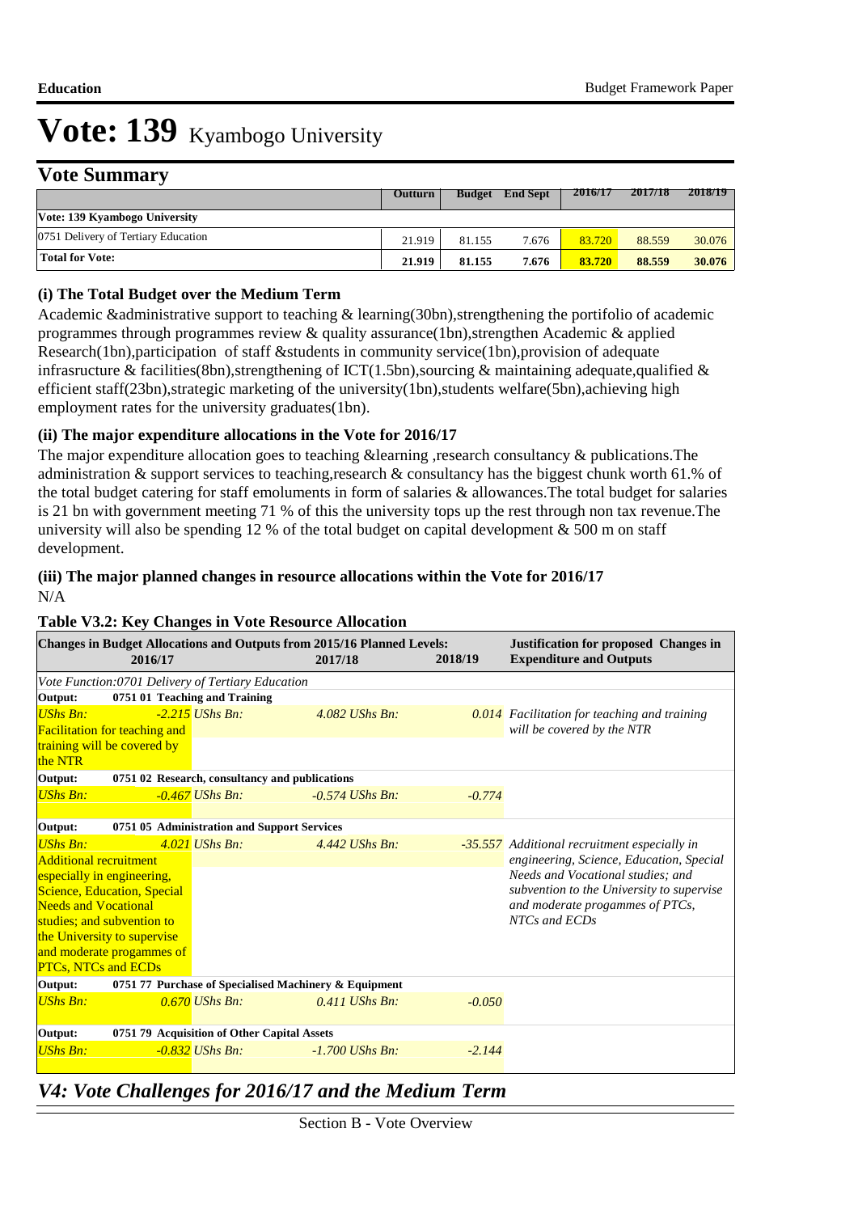**Education** Budget Framework Paper

# Vote: 139 Kyambogo University

## Vote Summary

| | Outturn | Budget | End Sept | 2016/17 | 2017/18 | 2018/19 |
|---|---|---|---|---|---|---|
| **Vote: 139 Kyambogo University** | | | | | | |
| 0751 Delivery of Tertiary Education | 21.919 | 81.155 | 7.676 | 83.720 | 88.559 | 30.076 |
| **Total for Vote:** | **21.919** | **81.155** | **7.676** | **83.720** | **88.559** | **30.076** |

### (i) The Total Budget over the Medium Term

Academic &administrative support to teaching & learning(30bn),strengthening the portifolio of academic programmes through programmes review & quality assurance(1bn),strengthen Academic & applied Research(1bn),participation of staff &students in community service(1bn),provision of adequate infrasructure & facilities(8bn),strengthening of ICT(1.5bn),sourcing & maintaining adequate,qualified & efficient staff(23bn),strategic marketing of the university(1bn),students welfare(5bn),achieving high employment rates for the university graduates(1bn).

### (ii) The major expenditure allocations in the Vote for 2016/17

The major expenditure allocation goes to teaching &learning ,research consultancy & publications.The administration & support services to teaching,research & consultancy has the biggest chunk worth 61.% of the total budget catering for staff emoluments in form of salaries & allowances.The total budget for salaries is 21 bn with government meeting 71 % of this the university tops up the rest through non tax revenue.The university will also be spending 12 % of the total budget on capital development & 500 m on staff development.

### (iii) The major planned changes in resource allocations within the Vote for 2016/17

N/A

**Table V3.2: Key Changes in Vote Resource Allocation**

| Changes in Budget Allocations and Outputs from 2015/16 Planned Levels: 2016/17 | 2017/18 | 2018/19 | Justification for proposed Changes in Expenditure and Outputs |
|---|---|---|---|
| *Vote Function:0701 Delivery of Tertiary Education* | | | |
| **Output: 0751 01 Teaching and Training** | | | |
| *UShs Bn: -2.215* Facilitation for teaching and training will be covered by the NTR | *UShs Bn: 4.082* | *UShs Bn: 0.014* | *Facilitation for teaching and training will be covered by the NTR* |
| **Output: 0751 02 Research, consultancy and publications** | | | |
| *UShs Bn: -0.467* | *UShs Bn: -0.574* | *UShs Bn: -0.774* | |
| **Output: 0751 05 Administration and Support Services** | | | |
| *UShs Bn: 4.021* Additional recruitment especially in engineering, Science, Education, Special Needs and Vocational studies; and subvention to the University to supervise and moderate progammes of PTCs, NTCs and ECDs | *UShs Bn: 4.442* | *UShs Bn: -35.557* | *Additional recruitment especially in engineering, Science, Education, Special Needs and Vocational studies; and subvention to the University to supervise and moderate progammes of PTCs, NTCs and ECDs* |
| **Output: 0751 77 Purchase of Specialised Machinery & Equipment** | | | |
| *UShs Bn: 0.670* | *UShs Bn: 0.411* | *UShs Bn: -0.050* | |
| **Output: 0751 79 Acquisition of Other Capital Assets** | | | |
| *UShs Bn: -0.832* | *UShs Bn: -1.700* | *UShs Bn: -2.144* | |

## *V4: Vote Challenges for 2016/17 and the Medium Term*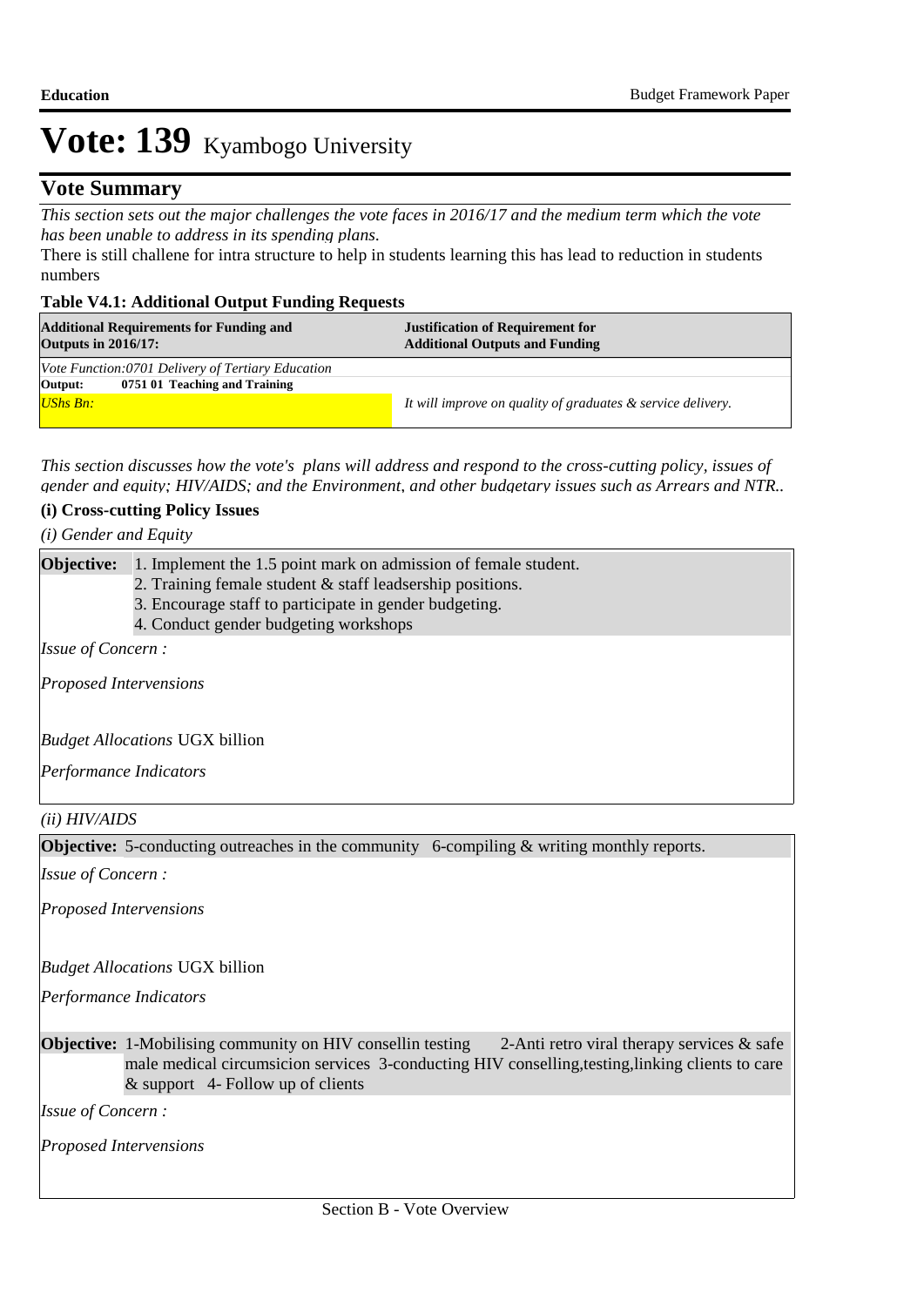# Vote: 139 Kyambogo University

## Vote Summary

*This section sets out the major challenges the vote faces in 2016/17 and the medium term which the vote has been unable to address in its spending plans.*

There is still challene for intra structure to help in students learning this has lead to reduction in students numbers

**Table V4.1: Additional Output Funding Requests**

| Additional Requirements for Funding and Outputs in 2016/17: | Justification of Requirement for Additional Outputs and Funding |
|---|---|
| *Vote Function:0701 Delivery of Tertiary Education* | |
| **Output: 0751 01 Teaching and Training** | |
| *UShs Bn:* | *It will improve on quality of graduates & service delivery.* |

*This section discusses how the vote's plans will address and respond to the cross-cutting policy, issues of gender and equity; HIV/AIDS; and the Environment, and other budgetary issues such as Arrears and NTR..*

**(i) Cross-cutting Policy Issues**

*(i) Gender and Equity*

**Objective:** 1. Implement the 1.5 point mark on admission of female student.
2. Training female student & staff leadsership positions.
3. Encourage staff to participate in gender budgeting.
4. Conduct gender budgeting workshops

*Issue of Concern :*

*Proposed Interventions*

*Budget Allocations* UGX billion

*Performance Indicators*

*(ii) HIV/AIDS*

**Objective:** 5-conducting outreaches in the community 6-compiling & writing monthly reports.

*Issue of Concern :*

*Proposed Interventions*

*Budget Allocations* UGX billion

*Performance Indicators*

**Objective:** 1-Mobilising community on HIV consellin testing 2-Anti retro viral therapy services & safe male medical circumsicion services 3-conducting HIV conselling,testing,linking clients to care & support 4- Follow up of clients

*Issue of Concern :*

*Proposed Interventions*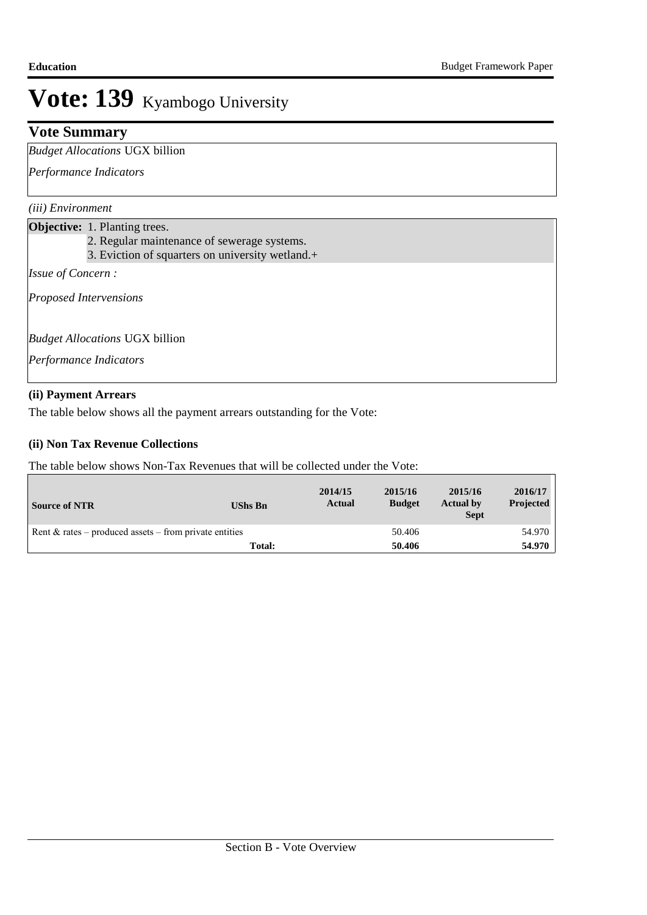# Vote: 139 Kyambogo University

## Vote Summary

*Budget Allocations* UGX billion

*Performance Indicators*

*(iii) Environment*

**Objective:** 1. Planting trees.
2. Regular maintenance of sewerage systems.
3. Eviction of squarters on university wetland.+

*Issue of Concern :*

*Proposed Intervensions*

*Budget Allocations* UGX billion

*Performance Indicators*

**(ii) Payment Arrears**

The table below shows all the payment arrears outstanding for the Vote:

**(ii) Non Tax Revenue Collections**

The table below shows Non-Tax Revenues that will be collected under the Vote:

| Source of NTR | UShs Bn | 2014/15 Actual | 2015/16 Budget | 2015/16 Actual by Sept | 2016/17 Projected |
|---|---|---|---|---|---|
| Rent & rates – produced assets – from private entities | | | 50.406 | | 54.970 |
| | **Total:** | | **50.406** | | **54.970** |